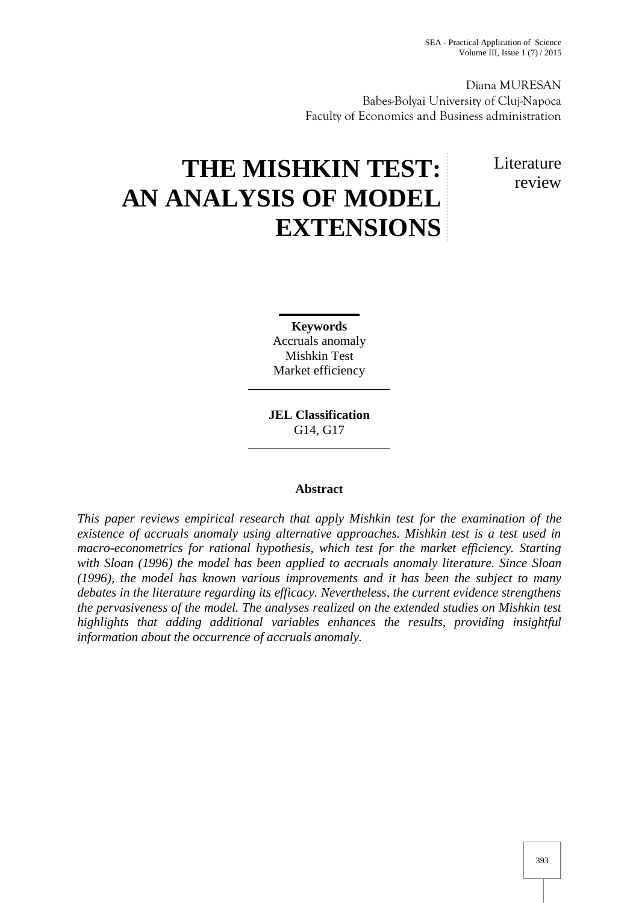Diana MURESAN
Babes-Bolyai University of Cluj-Napoca
Faculty of Economics and Business administration

# THE MISHKIN TEST: AN ANALYSIS OF MODEL EXTENSIONS

Literature review

**Keywords**
Accruals anomaly
Mishkin Test
Market efficiency

**JEL Classification**
G14, G17

## Abstract

*This paper reviews empirical research that apply Mishkin test for the examination of the existence of accruals anomaly using alternative approaches. Mishkin test is a test used in macro-econometrics for rational hypothesis, which test for the market efficiency. Starting with Sloan (1996) the model has been applied to accruals anomaly literature. Since Sloan (1996), the model has known various improvements and it has been the subject to many debates in the literature regarding its efficacy. Nevertheless, the current evidence strengthens the pervasiveness of the model. The analyses realized on the extended studies on Mishkin test highlights that adding additional variables enhances the results, providing insightful information about the occurrence of accruals anomaly.*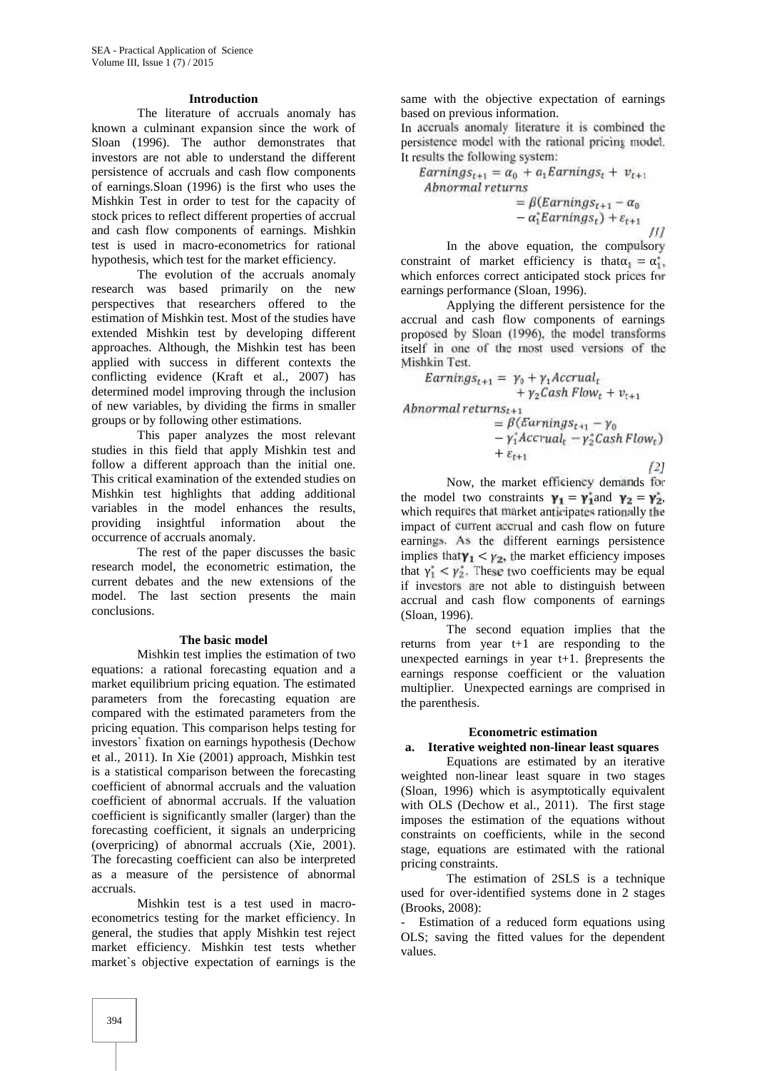## Introduction

The literature of accruals anomaly has known a culminant expansion since the work of Sloan (1996). The author demonstrates that investors are not able to understand the different persistence of accruals and cash flow components of earnings.Sloan (1996) is the first who uses the Mishkin Test in order to test for the capacity of stock prices to reflect different properties of accrual and cash flow components of earnings. Mishkin test is used in macro-econometrics for rational hypothesis, which test for the market efficiency.

The evolution of the accruals anomaly research was based primarily on the new perspectives that researchers offered to the estimation of Mishkin test. Most of the studies have extended Mishkin test by developing different approaches. Although, the Mishkin test has been applied with success in different contexts the conflicting evidence (Kraft et al., 2007) has determined model improving through the inclusion of new variables, by dividing the firms in smaller groups or by following other estimations.

This paper analyzes the most relevant studies in this field that apply Mishkin test and follow a different approach than the initial one. This critical examination of the extended studies on Mishkin test highlights that adding additional variables in the model enhances the results, providing insightful information about the occurrence of accruals anomaly.

The rest of the paper discusses the basic research model, the econometric estimation, the current debates and the new extensions of the model. The last section presents the main conclusions.

## The basic model

Mishkin test implies the estimation of two equations: a rational forecasting equation and a market equilibrium pricing equation. The estimated parameters from the forecasting equation are compared with the estimated parameters from the pricing equation. This comparison helps testing for investors` fixation on earnings hypothesis (Dechow et al., 2011). In Xie (2001) approach, Mishkin test is a statistical comparison between the forecasting coefficient of abnormal accruals and the valuation coefficient of abnormal accruals. If the valuation coefficient is significantly smaller (larger) than the forecasting coefficient, it signals an underpricing (overpricing) of abnormal accruals (Xie, 2001). The forecasting coefficient can also be interpreted as a measure of the persistence of abnormal accruals.

Mishkin test is a test used in macro-econometrics testing for the market efficiency. In general, the studies that apply Mishkin test reject market efficiency. Mishkin test tests whether market`s objective expectation of earnings is the same with the objective expectation of earnings based on previous information.

In accruals anomaly literature it is combined the persistence model with the rational pricing model. It results the following system:

$$Earnings_{t+1} = \alpha_0 + a_1 Earnings_t + v_{t+1}$$
$$Abnormal\ returns = \beta(Earnings_{t+1} - \alpha_0 - \alpha_1^* Earnings_t) + \varepsilon_{t+1} \quad [1]$$

In the above equation, the compulsory constraint of market efficiency is that $\alpha_1 = \alpha_1^*$, which enforces correct anticipated stock prices for earnings performance (Sloan, 1996).

Applying the different persistence for the accrual and cash flow components of earnings proposed by Sloan (1996), the model transforms itself in one of the most used versions of the Mishkin Test.

$$Earnings_{t+1} = \gamma_0 + \gamma_1 Accrual_t + \gamma_2 Cash\ Flow_t + v_{t+1}$$
$$Abnormal\ returns_{t+1} = \beta(Earnings_{t+1} - \gamma_0 - \gamma_1^* Accrual_t - \gamma_2^* Cash\ Flow_t) + \varepsilon_{t+1} \quad [2]$$

Now, the market efficiency demands for the model two constraints $\gamma_1 = \gamma_1^*$ and $\gamma_2 = \gamma_2^*$, which requires that market anticipates rationally the impact of current accrual and cash flow on future earnings. As the different earnings persistence implies that $\gamma_1 < \gamma_2$, the market efficiency imposes that $\gamma_1^* < \gamma_2^*$. These two coefficients may be equal if investors are not able to distinguish between accrual and cash flow components of earnings (Sloan, 1996).

The second equation implies that the returns from year t+1 are responding to the unexpected earnings in year t+1. $\beta$ represents the earnings response coefficient or the valuation multiplier. Unexpected earnings are comprised in the parenthesis.

## Econometric estimation

### a. Iterative weighted non-linear least squares

Equations are estimated by an iterative weighted non-linear least square in two stages (Sloan, 1996) which is asymptotically equivalent with OLS (Dechow et al., 2011). The first stage imposes the estimation of the equations without constraints on coefficients, while in the second stage, equations are estimated with the rational pricing constraints.

The estimation of 2SLS is a technique used for over-identified systems done in 2 stages (Brooks, 2008):

- Estimation of a reduced form equations using OLS; saving the fitted values for the dependent values.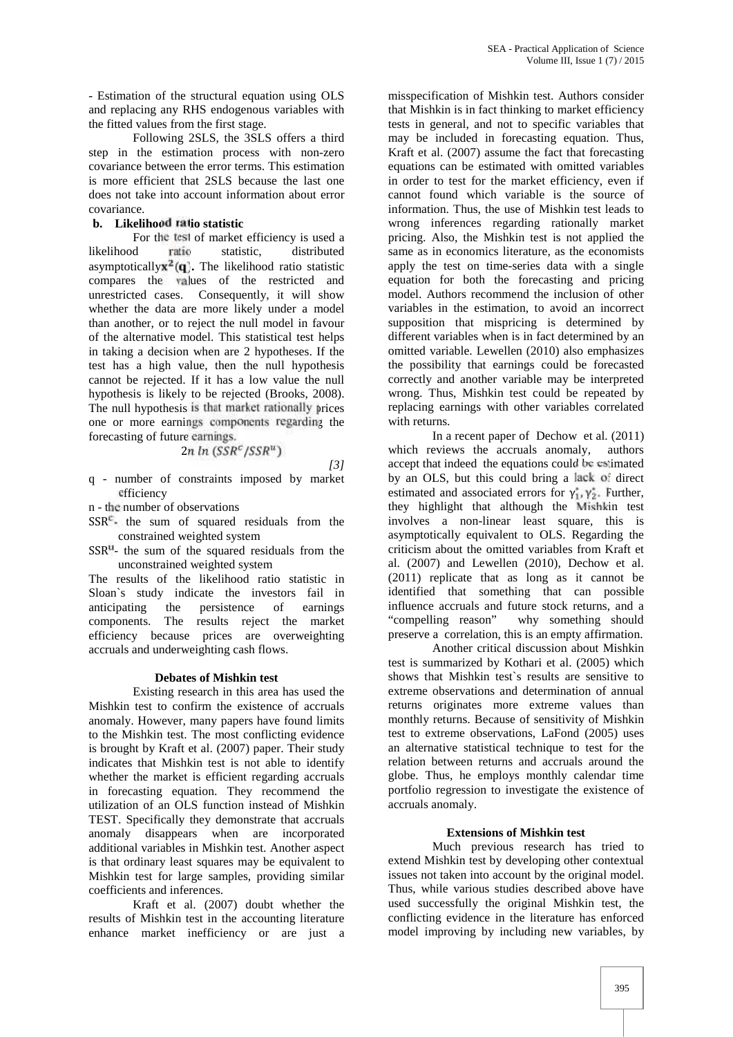- Estimation of the structural equation using OLS and replacing any RHS endogenous variables with the fitted values from the first stage.

Following 2SLS, the 3SLS offers a third step in the estimation process with non-zero covariance between the error terms. This estimation is more efficient that 2SLS because the last one does not take into account information about error covariance.

**b. Likelihood ratio statistic**

For the test of market efficiency is used a likelihood ratio statistic, distributed asymptotically $\mathbf{x^2(q)}$. The likelihood ratio statistic compares the values of the restricted and unrestricted cases. Consequently, it will show whether the data are more likely under a model than another, or to reject the null model in favour of the alternative model. This statistical test helps in taking a decision when are 2 hypotheses. If the test has a high value, then the null hypothesis cannot be rejected. If it has a low value the null hypothesis is likely to be rejected (Brooks, 2008). The null hypothesis is that market rationally prices one or more earnings components regarding the forecasting of future earnings.

$$2n\ ln\ (SSR^c/SSR^u) \quad [3]$$

q - number of constraints imposed by market efficiency

n - the number of observations

$SSR^c$- the sum of squared residuals from the constrained weighted system

$SSR^u$- the sum of the squared residuals from the unconstrained weighted system

The results of the likelihood ratio statistic in Sloan`s study indicate the investors fail in anticipating the persistence of earnings components. The results reject the market efficiency because prices are overweighting accruals and underweighting cash flows.

## Debates of Mishkin test

Existing research in this area has used the Mishkin test to confirm the existence of accruals anomaly. However, many papers have found limits to the Mishkin test. The most conflicting evidence is brought by Kraft et al. (2007) paper. Their study indicates that Mishkin test is not able to identify whether the market is efficient regarding accruals in forecasting equation. They recommend the utilization of an OLS function instead of Mishkin TEST. Specifically they demonstrate that accruals anomaly disappears when are incorporated additional variables in Mishkin test. Another aspect is that ordinary least squares may be equivalent to Mishkin test for large samples, providing similar coefficients and inferences.

Kraft et al. (2007) doubt whether the results of Mishkin test in the accounting literature enhance market inefficiency or are just a misspecification of Mishkin test. Authors consider that Mishkin is in fact thinking to market efficiency tests in general, and not to specific variables that may be included in forecasting equation. Thus, Kraft et al. (2007) assume the fact that forecasting equations can be estimated with omitted variables in order to test for the market efficiency, even if cannot found which variable is the source of information. Thus, the use of Mishkin test leads to wrong inferences regarding rationally market pricing. Also, the Mishkin test is not applied the same as in economics literature, as the economists apply the test on time-series data with a single equation for both the forecasting and pricing model. Authors recommend the inclusion of other variables in the estimation, to avoid an incorrect supposition that mispricing is determined by different variables when is in fact determined by an omitted variable. Lewellen (2010) also emphasizes the possibility that earnings could be forecasted correctly and another variable may be interpreted wrong. Thus, Mishkin test could be repeated by replacing earnings with other variables correlated with returns.

In a recent paper of Dechow et al. (2011) which reviews the accruals anomaly, authors accept that indeed the equations could be estimated by an OLS, but this could bring a lack of direct estimated and associated errors for $\gamma_1^*, \gamma_2^*$. Further, they highlight that although the Mishkin test involves a non-linear least square, this is asymptotically equivalent to OLS. Regarding the criticism about the omitted variables from Kraft et al. (2007) and Lewellen (2010), Dechow et al. (2011) replicate that as long as it cannot be identified that something that can possible influence accruals and future stock returns, and a "compelling reason" why something should preserve a correlation, this is an empty affirmation.

Another critical discussion about Mishkin test is summarized by Kothari et al. (2005) which shows that Mishkin test`s results are sensitive to extreme observations and determination of annual returns originates more extreme values than monthly returns. Because of sensitivity of Mishkin test to extreme observations, LaFond (2005) uses an alternative statistical technique to test for the relation between returns and accruals around the globe. Thus, he employs monthly calendar time portfolio regression to investigate the existence of accruals anomaly.

## Extensions of Mishkin test

Much previous research has tried to extend Mishkin test by developing other contextual issues not taken into account by the original model. Thus, while various studies described above have used successfully the original Mishkin test, the conflicting evidence in the literature has enforced model improving by including new variables, by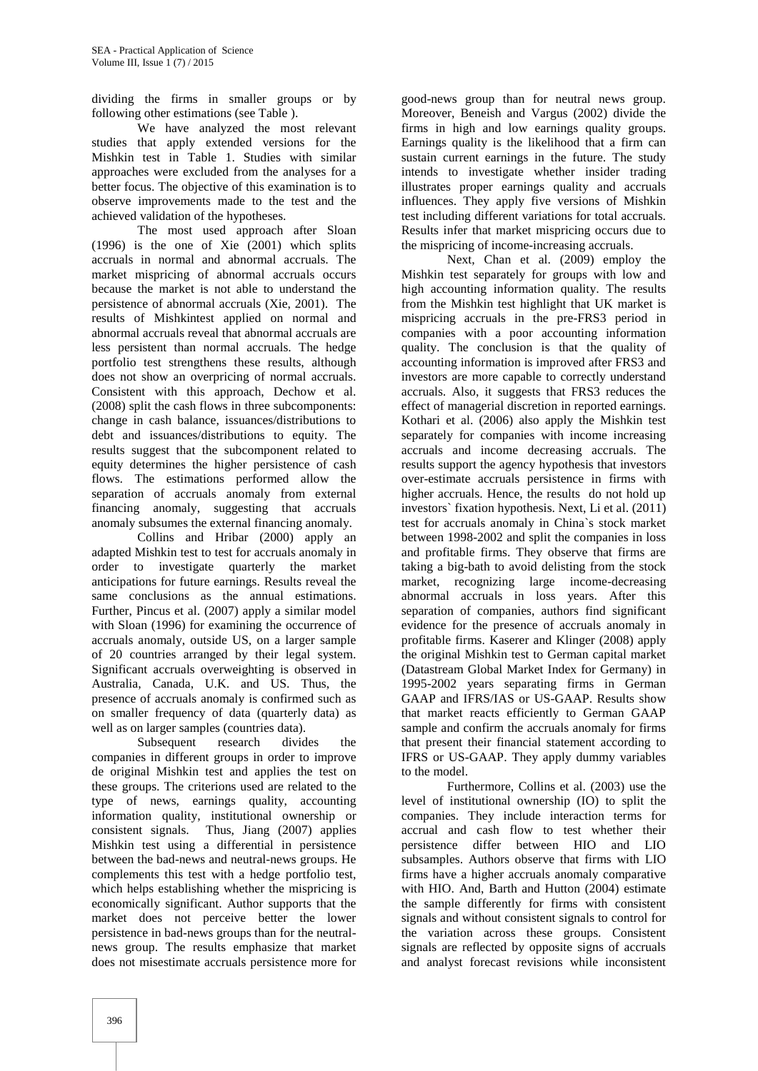dividing the firms in smaller groups or by following other estimations (see Table ).

We have analyzed the most relevant studies that apply extended versions for the Mishkin test in Table 1. Studies with similar approaches were excluded from the analyses for a better focus. The objective of this examination is to observe improvements made to the test and the achieved validation of the hypotheses.

The most used approach after Sloan (1996) is the one of Xie (2001) which splits accruals in normal and abnormal accruals. The market mispricing of abnormal accruals occurs because the market is not able to understand the persistence of abnormal accruals (Xie, 2001). The results of Mishkintest applied on normal and abnormal accruals reveal that abnormal accruals are less persistent than normal accruals. The hedge portfolio test strengthens these results, although does not show an overpricing of normal accruals. Consistent with this approach, Dechow et al. (2008) split the cash flows in three subcomponents: change in cash balance, issuances/distributions to debt and issuances/distributions to equity. The results suggest that the subcomponent related to equity determines the higher persistence of cash flows. The estimations performed allow the separation of accruals anomaly from external financing anomaly, suggesting that accruals anomaly subsumes the external financing anomaly.

Collins and Hribar (2000) apply an adapted Mishkin test to test for accruals anomaly in order to investigate quarterly the market anticipations for future earnings. Results reveal the same conclusions as the annual estimations. Further, Pincus et al. (2007) apply a similar model with Sloan (1996) for examining the occurrence of accruals anomaly, outside US, on a larger sample of 20 countries arranged by their legal system. Significant accruals overweighting is observed in Australia, Canada, U.K. and US. Thus, the presence of accruals anomaly is confirmed such as on smaller frequency of data (quarterly data) as well as on larger samples (countries data).

Subsequent research divides the companies in different groups in order to improve de original Mishkin test and applies the test on these groups. The criterions used are related to the type of news, earnings quality, accounting information quality, institutional ownership or consistent signals. Thus, Jiang (2007) applies Mishkin test using a differential in persistence between the bad-news and neutral-news groups. He complements this test with a hedge portfolio test, which helps establishing whether the mispricing is economically significant. Author supports that the market does not perceive better the lower persistence in bad-news groups than for the neutral-news group. The results emphasize that market does not misestimate accruals persistence more for good-news group than for neutral news group. Moreover, Beneish and Vargus (2002) divide the firms in high and low earnings quality groups. Earnings quality is the likelihood that a firm can sustain current earnings in the future. The study intends to investigate whether insider trading illustrates proper earnings quality and accruals influences. They apply five versions of Mishkin test including different variations for total accruals. Results infer that market mispricing occurs due to the mispricing of income-increasing accruals.

Next, Chan et al. (2009) employ the Mishkin test separately for groups with low and high accounting information quality. The results from the Mishkin test highlight that UK market is mispricing accruals in the pre-FRS3 period in companies with a poor accounting information quality. The conclusion is that the quality of accounting information is improved after FRS3 and investors are more capable to correctly understand accruals. Also, it suggests that FRS3 reduces the effect of managerial discretion in reported earnings. Kothari et al. (2006) also apply the Mishkin test separately for companies with income increasing accruals and income decreasing accruals. The results support the agency hypothesis that investors over-estimate accruals persistence in firms with higher accruals. Hence, the results do not hold up investors` fixation hypothesis. Next, Li et al. (2011) test for accruals anomaly in China`s stock market between 1998-2002 and split the companies in loss and profitable firms. They observe that firms are taking a big-bath to avoid delisting from the stock market, recognizing large income-decreasing abnormal accruals in loss years. After this separation of companies, authors find significant evidence for the presence of accruals anomaly in profitable firms. Kaserer and Klinger (2008) apply the original Mishkin test to German capital market (Datastream Global Market Index for Germany) in 1995-2002 years separating firms in German GAAP and IFRS/IAS or US-GAAP. Results show that market reacts efficiently to German GAAP sample and confirm the accruals anomaly for firms that present their financial statement according to IFRS or US-GAAP. They apply dummy variables to the model.

Furthermore, Collins et al. (2003) use the level of institutional ownership (IO) to split the companies. They include interaction terms for accrual and cash flow to test whether their persistence differ between HIO and LIO subsamples. Authors observe that firms with LIO firms have a higher accruals anomaly comparative with HIO. And, Barth and Hutton (2004) estimate the sample differently for firms with consistent signals and without consistent signals to control for the variation across these groups. Consistent signals are reflected by opposite signs of accruals and analyst forecast revisions while inconsistent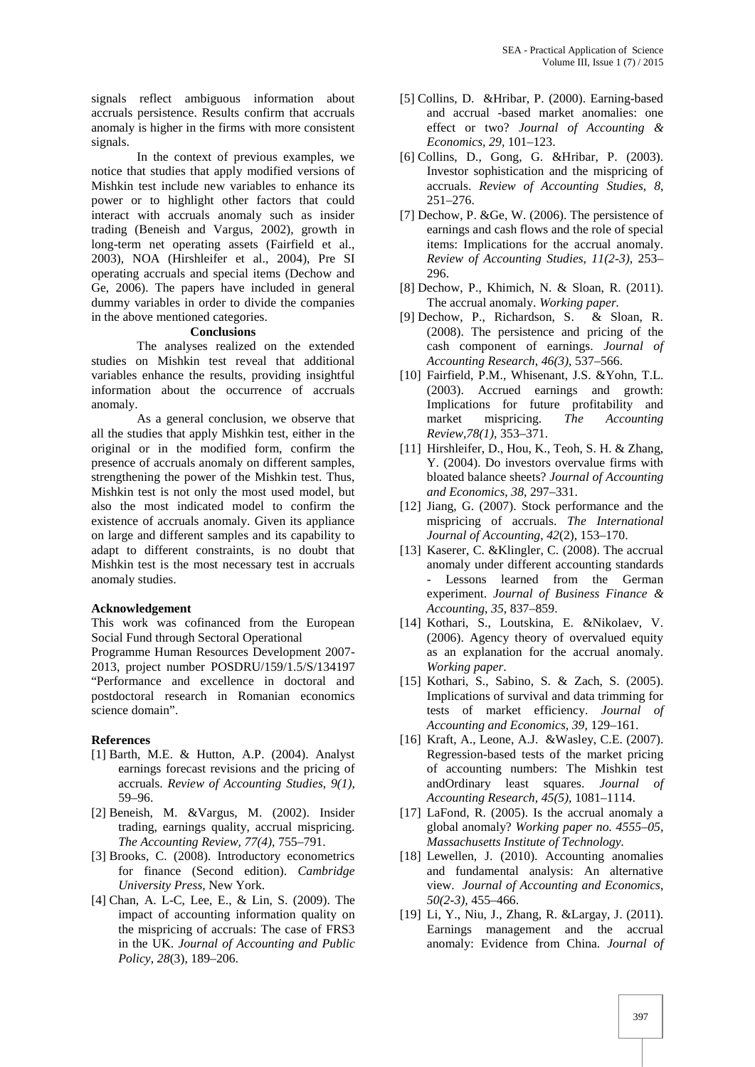signals reflect ambiguous information about accruals persistence. Results confirm that accruals anomaly is higher in the firms with more consistent signals.

In the context of previous examples, we notice that studies that apply modified versions of Mishkin test include new variables to enhance its power or to highlight other factors that could interact with accruals anomaly such as insider trading (Beneish and Vargus, 2002), growth in long-term net operating assets (Fairfield et al., 2003), NOA (Hirshleifer et al., 2004), Pre SI operating accruals and special items (Dechow and Ge, 2006). The papers have included in general dummy variables in order to divide the companies in the above mentioned categories.

## Conclusions

The analyses realized on the extended studies on Mishkin test reveal that additional variables enhance the results, providing insightful information about the occurrence of accruals anomaly.

As a general conclusion, we observe that all the studies that apply Mishkin test, either in the original or in the modified form, confirm the presence of accruals anomaly on different samples, strengthening the power of the Mishkin test. Thus, Mishkin test is not only the most used model, but also the most indicated model to confirm the existence of accruals anomaly. Given its appliance on large and different samples and its capability to adapt to different constraints, is no doubt that Mishkin test is the most necessary test in accruals anomaly studies.

**Acknowledgement**

This work was cofinanced from the European Social Fund through Sectoral Operational Programme Human Resources Development 2007-2013, project number POSDRU/159/1.5/S/134197 "Performance and excellence in doctoral and postdoctoral research in Romanian economics science domain".

**References**

[1] Barth, M.E. & Hutton, A.P. (2004). Analyst earnings forecast revisions and the pricing of accruals. *Review of Accounting Studies, 9(1)*, 59–96.

[2] Beneish, M. &Vargus, M. (2002). Insider trading, earnings quality, accrual mispricing. *The Accounting Review, 77(4)*, 755–791.

[3] Brooks, C. (2008). Introductory econometrics for finance (Second edition). *Cambridge University Press,* New York.

[4] Chan, A. L-C, Lee, E., & Lin, S. (2009). The impact of accounting information quality on the mispricing of accruals: The case of FRS3 in the UK. *Journal of Accounting and Public Policy*, *28*(3), 189–206.

[5] Collins, D. &Hribar, P. (2000). Earning-based and accrual -based market anomalies: one effect or two? *Journal of Accounting & Economics*, *29*, 101–123.

[6] Collins, D., Gong, G. &Hribar, P. (2003). Investor sophistication and the mispricing of accruals. *Review of Accounting Studies*, *8*, 251–276.

[7] Dechow, P. &Ge, W. (2006). The persistence of earnings and cash flows and the role of special items: Implications for the accrual anomaly. *Review of Accounting Studies*, *11(2-3)*, 253–296.

[8] Dechow, P., Khimich, N. & Sloan, R. (2011). The accrual anomaly. *Working paper.*

[9] Dechow, P., Richardson, S. & Sloan, R. (2008). The persistence and pricing of the cash component of earnings. *Journal of Accounting Research*, *46(3)*, 537–566.

[10] Fairfield, P.M., Whisenant, J.S. &Yohn, T.L. (2003). Accrued earnings and growth: Implications for future profitability and market mispricing. *The Accounting Review,78(1)*, 353–371.

[11] Hirshleifer, D., Hou, K., Teoh, S. H. & Zhang, Y. (2004). Do investors overvalue firms with bloated balance sheets? *Journal of Accounting and Economics*, *38*, 297–331.

[12] Jiang, G. (2007). Stock performance and the mispricing of accruals. *The International Journal of Accounting*, *42*(2), 153–170.

[13] Kaserer, C. &Klingler, C. (2008). The accrual anomaly under different accounting standards - Lessons learned from the German experiment. *Journal of Business Finance & Accounting*, *35*, 837–859.

[14] Kothari, S., Loutskina, E. &Nikolaev, V. (2006). Agency theory of overvalued equity as an explanation for the accrual anomaly. *Working paper*.

[15] Kothari, S., Sabino, S. & Zach, S. (2005). Implications of survival and data trimming for tests of market efficiency. *Journal of Accounting and Economics, 39*, 129–161.

[16] Kraft, A., Leone, A.J. &Wasley, C.E. (2007). Regression-based tests of the market pricing of accounting numbers: The Mishkin test andOrdinary least squares. *Journal of Accounting Research*, *45(5)*, 1081–1114.

[17] LaFond, R. (2005). Is the accrual anomaly a global anomaly? *Working paper no. 4555–05, Massachusetts Institute of Technology.*

[18] Lewellen, J. (2010). Accounting anomalies and fundamental analysis: An alternative view. *Journal of Accounting and Economics*, *50(2-3)*, 455–466.

[19] Li, Y., Niu, J., Zhang, R. &Largay, J. (2011). Earnings management and the accrual anomaly: Evidence from China. *Journal of*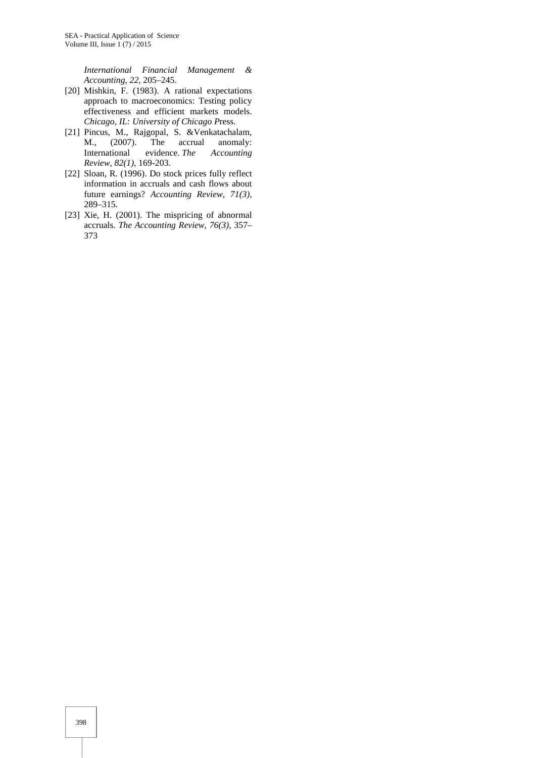*International Financial Management & Accounting, 22*, 205–245.

[20] Mishkin, F. (1983). A rational expectations approach to macroeconomics: Testing policy effectiveness and efficient markets models. *Chicago, IL: University of Chicago P*ress.

[21] Pincus, M., Rajgopal, S. &Venkatachalam, M., (2007). The accrual anomaly: International evidence. *The Accounting Review, 82(1)*, 169-203.

[22] Sloan, R. (1996). Do stock prices fully reflect information in accruals and cash flows about future earnings? *Accounting Review, 71(3)*, 289–315.

[23] Xie, H. (2001). The mispricing of abnormal accruals. *The Accounting Review, 76(3)*, 357–373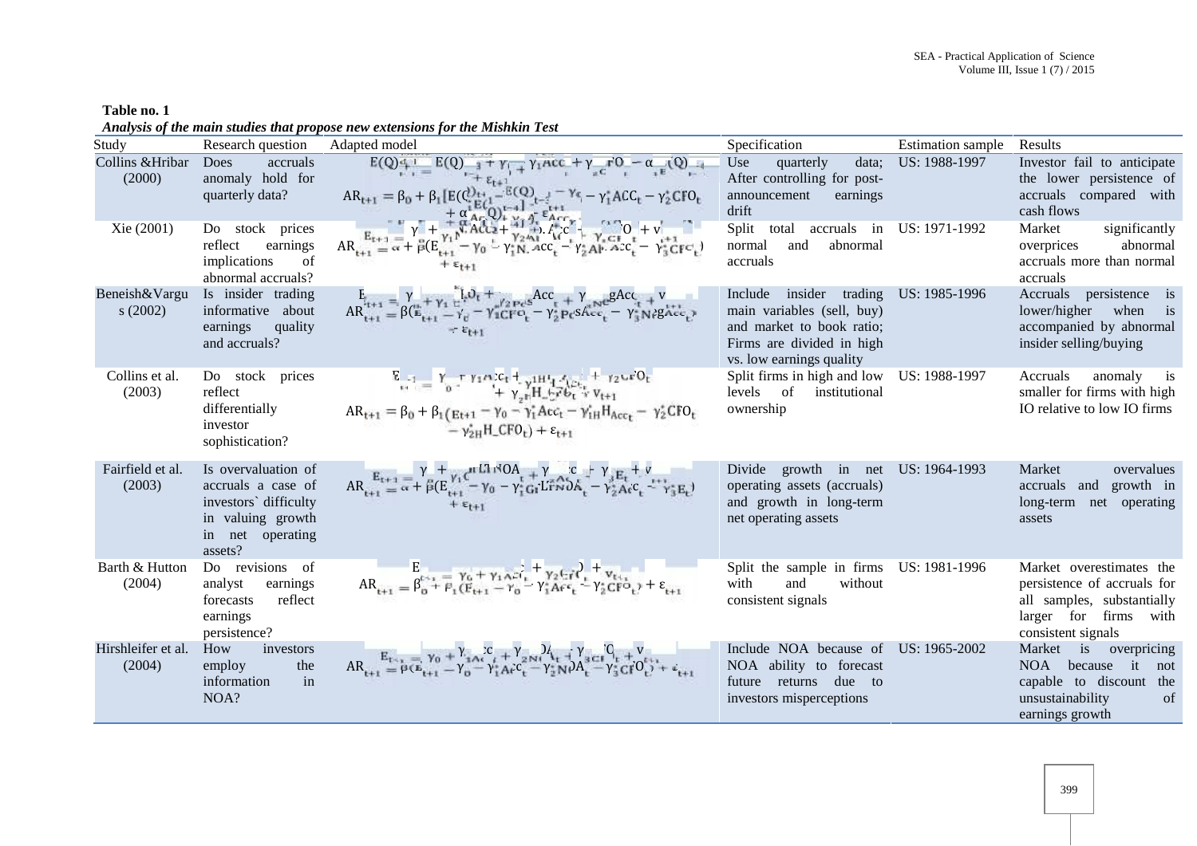**Table no. 1**

***Analysis of the main studies that propose new extensions for the Mishkin Test***

| Study | Research question | Adapted model | Specification | Estimation sample | Results |
|---|---|---|---|---|---|
| Collins &Hribar (2000) | Does accruals anomaly hold for quarterly data? | $E(Q)_{t+1} = \gamma_0 + \gamma_1 ACC_t + \gamma_2 CFO_t - \alpha_1 E(Q)_{t-4} + \varepsilon_{t+1}$ <br> $AR_{t+1} = \beta_0 + \beta_1 [E(Q)_{t+1} - E(Q)_{t-4} - \gamma_0^* - \gamma_1^* ACC_t - \gamma_2^* CFO_t + \alpha_1^* E(Q)_{t-4}] + \varepsilon_{t+1}$ | Use quarterly data; After controlling for post-announcement earnings drift | US: 1988-1997 | Investor fail to anticipate the lower persistence of accruals compared with cash flows |
| Xie (2001) | Do stock prices reflect earnings implications of abnormal accruals? | $E_{t+1} = \gamma_0 + \gamma_1 NAcc_t + \gamma_2 AbAcc_t + \gamma_3 CFO_t + v_{t+1}$ <br> $AR_{t+1} = \alpha + \beta(E_{t+1} - \gamma_0 - \gamma_1^* NAcc_t - \gamma_2^* AbAcc_t - \gamma_3^* CFO_t) + \varepsilon_{t+1}$ | Split total accruals in normal and abnormal accruals | US: 1971-1992 | Market significantly overprices abnormal accruals more than normal accruals |
| Beneish&Vargus (2002) | Is insider trading informative about earnings quality and accruals? | $E_{t+1} = \gamma_0 + \gamma_1 CFO_t + \gamma_2 PosAcc_t + \gamma_3 NegAcc_t + v_{t+1}$ <br> $AR_{t+1} = \beta(E_{t+1} - \gamma_0 - \gamma_1^* CFO_t - \gamma_2^* PosAcc_t - \gamma_3^* NegAcc_t) + \varepsilon_{t+1}$ | Include insider trading main variables (sell, buy) and market to book ratio; Firms are divided in high vs. low earnings quality | US: 1985-1996 | Accruals persistence is lower/higher when is accompanied by abnormal insider selling/buying |
| Collins et al. (2003) | Do stock prices reflect differentially investor sophistication? | $E_{t+1} = \gamma_0 + \gamma_1 Acc_t + \gamma_{1H} H\_Acc_t + \gamma_2 CFO_t + \gamma_{2H} H\_CFO_t + v_{t+1}$ <br> $AR_{t+1} = \beta_0 + \beta_1 (E_{t+1} - \gamma_0 - \gamma_1^* Acc_t - \gamma_{1H}^* H_{Acc_t} - \gamma_2^* CFO_t - \gamma_{2H}^* H\_CFO_t) + \varepsilon_{t+1}$ | Split firms in high and low levels of institutional ownership | US: 1988-1997 | Accruals anomaly is smaller for firms with high IO relative to low IO firms |
| Fairfield et al. (2003) | Is overvaluation of accruals a case of investors` difficulty in valuing growth in net operating assets? | $E_{t+1} = \gamma_0 + \gamma_1 GrLTNOA_t + \gamma_2 Acc_t + \gamma_3 E_t + v_{t+1}$ <br> $AR_{t+1} = \alpha + \beta(E_{t+1} - \gamma_0 - \gamma_1^* GrLTNOA_t - \gamma_2^* Acc_t - \gamma_3^* E_t) + \varepsilon_{t+1}$ | Divide growth in net operating assets (accruals) and growth in long-term net operating assets | US: 1964-1993 | Market overvalues accruals and growth in long-term net operating assets |
| Barth & Hutton (2004) | Do revisions of analyst earnings forecasts reflect earnings persistence? | $E_{t+1} = \gamma_0 + \gamma_1 Acc_t + \gamma_2 CFO_t + v_{t+1}$ <br> $AR_{t+1} = \beta_0 + \beta_1 (E_{t+1} - \gamma_0 - \gamma_1^* Acc_t - \gamma_2^* CFO_t) + \varepsilon_{t+1}$ | Split the sample in firms with and without consistent signals | US: 1981-1996 | Market overestimates the persistence of accruals for all samples, substantially larger for firms with consistent signals |
| Hirshleifer et al. (2004) | How investors employ the information in NOA? | $E_{t+1} = \gamma_0 + \gamma_1 Acc_t + \gamma_2 NOA_t + \gamma_3 CFO_t + v_{t+1}$ <br> $AR_{t+1} = \beta(E_{t+1} - \gamma_0 - \gamma_1^* Acc_t - \gamma_2^* NOA_t - \gamma_3^* CFO_t) + \varepsilon_{t+1}$ | Include NOA because of NOA ability to forecast future returns due to investors misperceptions | US: 1965-2002 | Market is overpricing NOA because it not capable to discount the unsustainability of earnings growth |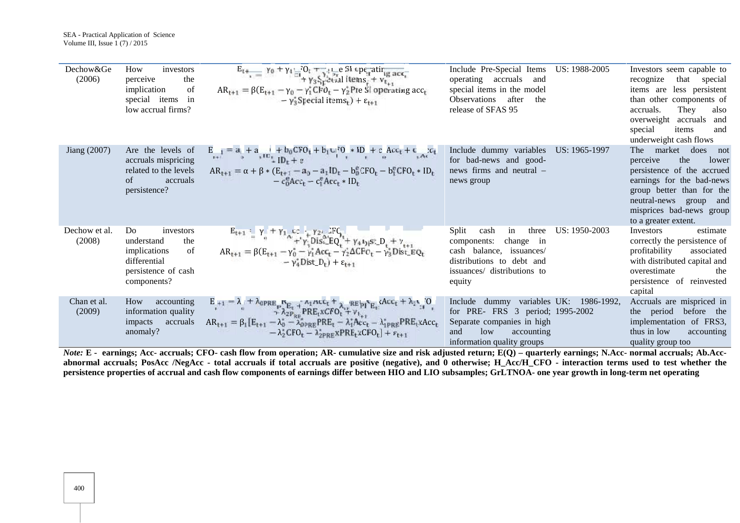| | | | | | |
|---|---|---|---|---|---|
| Dechow&Ge (2006) | How investors perceive the implication of special items in low accrual firms? | $E_{t+1} = \gamma_0 + \gamma_1 CFO_t + \gamma_2 Pre\ SI\ operating\ acc_t + \gamma_3 Special\ items_t + v_{t+1}$ <br> $AR_{t+1} = \beta(E_{t+1} - \gamma_0 - \gamma_1^* CFO_t - \gamma_2^* Pre\ SI\ operating\ acc_t - \gamma_3^* Special\ items_t) + \varepsilon_{t+1}$ | Include Pre-Special Items operating accruals and special items in the model Observations after the release of SFAS 95 | US: 1988-2005 | Investors seem capable to recognize that special items are less persistent than other components of accruals. They also overweight accruals and special items and underweight cash flows |
| Jiang (2007) | Are the levels of accruals mispricing related to the levels of accruals persistence? | $E_{t+1} = a_0 + a_1 ID_t + b_0 CFO_t + b_1 CFO_t * ID_t + c_0 Acc_t + c_1 Acc_t * ID_t + e$ <br> $AR_{t+1} = \alpha + \beta * (E_{t+1} - a_0 - a_1 ID_t - b_0^e CFO_t - b_1^e CFO_t * ID_t - c_0^e Acc_t - c_1^e Acc_t * ID_t$ | Include dummy variables for bad-news and good-news firms and neutral – news group | US: 1965-1997 | The market does not perceive the lower persistence of the accrued earnings for the bad-news group better than for the neutral-news group and misprices bad-news group to a greater extent. |
| Dechow et al. (2008) | Do investors understand the implications of differential persistence of cash components? | $E_{t+1} = \gamma_0 + \gamma_1 Acc_t + \gamma_2 \Delta CFO_t + \gamma_3 Dist\_EQ_t + \gamma_4 Dist\_D_t + v_{t+1}$ <br> $AR_{t+1} = \beta(E_{t+1} - \gamma_0^* - \gamma_1^* Acc_t - \gamma_2^* \Delta CFO_t - \gamma_3^* Dist\_EQ_t - \gamma_4^* Dist\_D_t) + \varepsilon_{t+1}$ | Split cash in three components: change in cash balance, issuances/ distributions to debt and issuances/ distributions to equity | US: 1950-2003 | Investors estimate correctly the persistence of profitability associated with distributed capital and overestimate the persistence of reinvested capital |
| Chan et al. (2009) | How accounting information quality impacts accruals anomaly? | $E_{t+1} = \lambda_0 + \lambda_{0PRE} PRE_t + \lambda_1 Acc_t + \lambda_{1PRE} PRE_t xAcc_t + \lambda_2 CFO_t + \lambda_{2PRE} PRE_t xCFO_t + v_{t+1}$ <br> $AR_{t+1} = \beta_1 [E_{t+1} - \lambda_0^* - \lambda_{0PRE}^* PRE_t - \lambda_1^* Acc_t - \lambda_{1PRE}^* PRE_t xAcc_t - \lambda_2^* CFO_t - \lambda_{2PRE}^* xPRE_t xCFO_t] + \varepsilon_{t+1}$ | Include dummy variables for PRE- FRS 3 period; Separate companies in high and low accounting information quality groups | UK: 1986-1992, 1995-2002 | Accruals are mispriced in the period before the implementation of FRS3, thus in low accounting quality group too |

***Note:* E - earnings; Acc- accruals; CFO- cash flow from operation; AR- cumulative size and risk adjusted return; E(Q) – quarterly earnings; N.Acc- normal accruals; Ab.Acc- abnormal accruals; PosAcc /NegAcc - total accruals if total accruals are positive (negative), and 0 otherwise; H_Acc/H_CFO - interaction terms used to test whether the persistence properties of accrual and cash flow components of earnings differ between HIO and LIO subsamples; GrLTNOA- one year growth in long-term net operating**